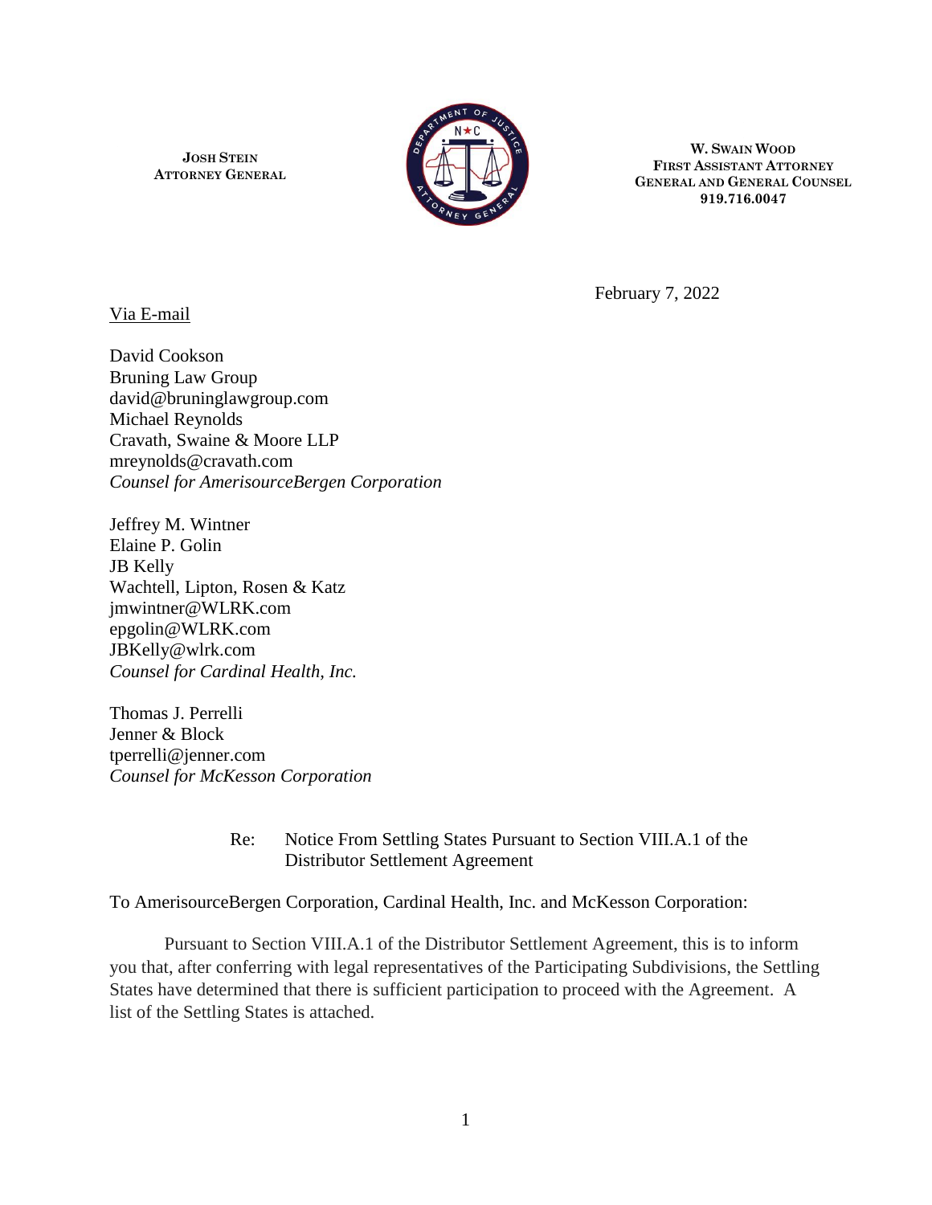**JOSH STEIN**
**ATTORNEY GENERAL**

**W. SWAIN WOOD**
**FIRST ASSISTANT ATTORNEY GENERAL AND GENERAL COUNSEL**
**919.716.0047**

February 7, 2022

Via E-mail

David Cookson
Bruning Law Group
david@bruninglawgroup.com
Michael Reynolds
Cravath, Swaine & Moore LLP
mreynolds@cravath.com
*Counsel for AmerisourceBergen Corporation*

Jeffrey M. Wintner
Elaine P. Golin
JB Kelly
Wachtell, Lipton, Rosen & Katz
jmwintner@WLRK.com
epgolin@WLRK.com
JBKelly@wlrk.com
*Counsel for Cardinal Health, Inc.*

Thomas J. Perrelli
Jenner & Block
tperrelli@jenner.com
*Counsel for McKesson Corporation*

Re: Notice From Settling States Pursuant to Section VIII.A.1 of the Distributor Settlement Agreement

To AmerisourceBergen Corporation, Cardinal Health, Inc. and McKesson Corporation:

Pursuant to Section VIII.A.1 of the Distributor Settlement Agreement, this is to inform you that, after conferring with legal representatives of the Participating Subdivisions, the Settling States have determined that there is sufficient participation to proceed with the Agreement. A list of the Settling States is attached.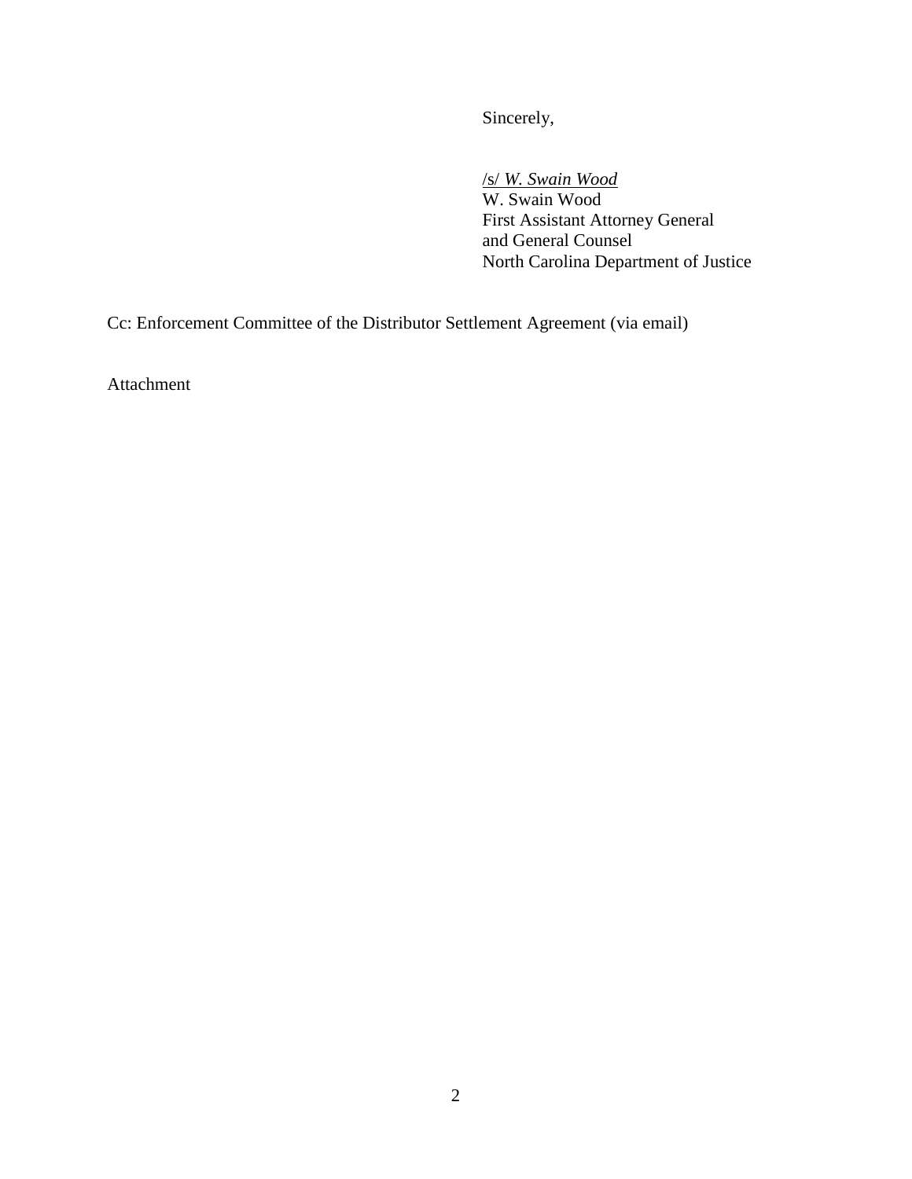Sincerely,

/s/ *W. Swain Wood*
W. Swain Wood
First Assistant Attorney General
and General Counsel
North Carolina Department of Justice

Cc: Enforcement Committee of the Distributor Settlement Agreement (via email)

Attachment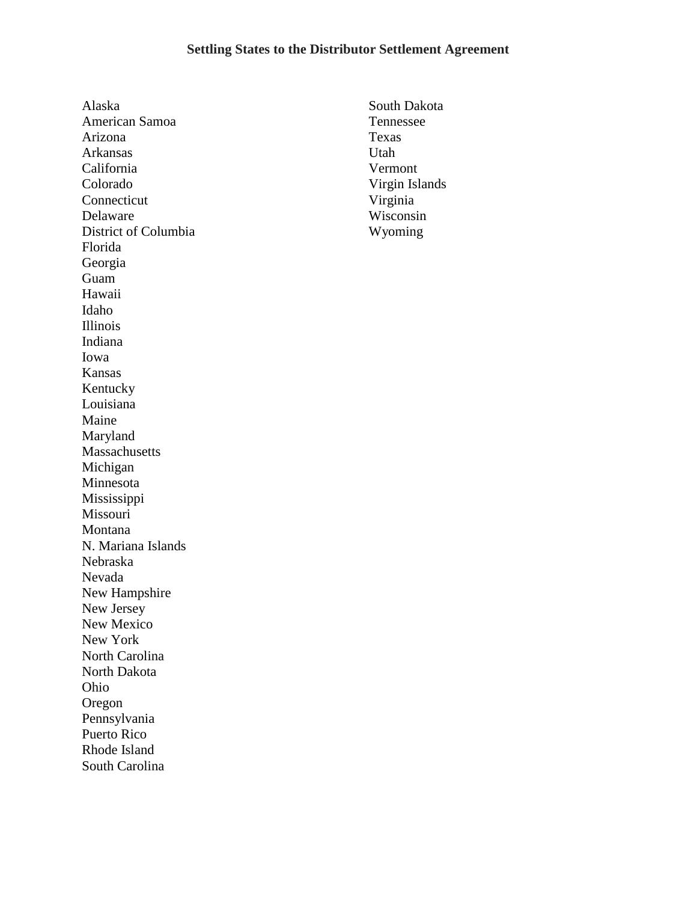**Settling States to the Distributor Settlement Agreement**

Alaska
American Samoa
Arizona
Arkansas
California
Colorado
Connecticut
Delaware
District of Columbia
Florida
Georgia
Guam
Hawaii
Idaho
Illinois
Indiana
Iowa
Kansas
Kentucky
Louisiana
Maine
Maryland
Massachusetts
Michigan
Minnesota
Mississippi
Missouri
Montana
N. Mariana Islands
Nebraska
Nevada
New Hampshire
New Jersey
New Mexico
New York
North Carolina
North Dakota
Ohio
Oregon
Pennsylvania
Puerto Rico
Rhode Island
South Carolina
South Dakota
Tennessee
Texas
Utah
Vermont
Virgin Islands
Virginia
Wisconsin
Wyoming